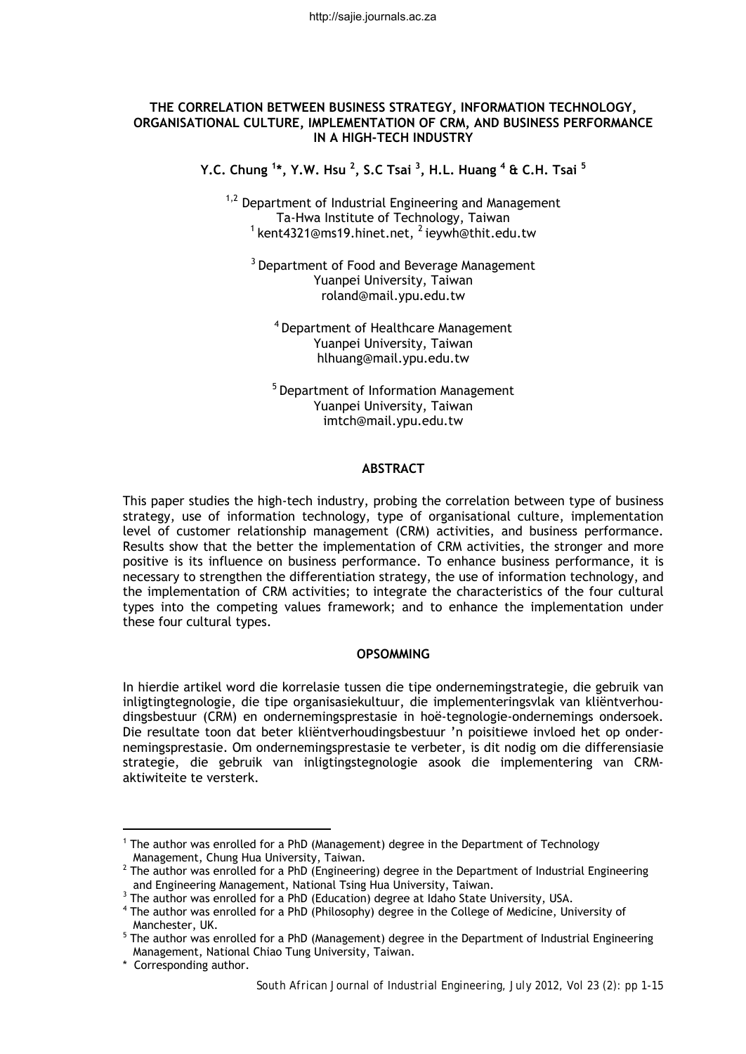# THE CORRELATION BETWEEN BUSINESS STRATEGY, INFORMATION TECHNOLOGY, ORGANISATIONAL CULTURE, IMPLEMENTATION OF CRM, AND BUSINESS PERFORMANCE IN A HIGH-TECH INDUSTRY

**Y.C. Chung [1]*, Y.W. Hsu [2], S.C Tsai [3], H.L. Huang [4] & C.H. Tsai [5]**

[1,2] Department of Industrial Engineering and Management
Ta-Hwa Institute of Technology, Taiwan
[1] kent4321@ms19.hinet.net, [2] ieywh@thit.edu.tw

[3] Department of Food and Beverage Management
Yuanpei University, Taiwan
roland@mail.ypu.edu.tw

[4] Department of Healthcare Management
Yuanpei University, Taiwan
hlhuang@mail.ypu.edu.tw

[5] Department of Information Management
Yuanpei University, Taiwan
imtch@mail.ypu.edu.tw

## ABSTRACT

This paper studies the high-tech industry, probing the correlation between type of business strategy, use of information technology, type of organisational culture, implementation level of customer relationship management (CRM) activities, and business performance. Results show that the better the implementation of CRM activities, the stronger and more positive is its influence on business performance. To enhance business performance, it is necessary to strengthen the differentiation strategy, the use of information technology, and the implementation of CRM activities; to integrate the characteristics of the four cultural types into the competing values framework; and to enhance the implementation under these four cultural types.

## OPSOMMING

In hierdie artikel word die korrelasie tussen die tipe ondernemingstrategie, die gebruik van inligtingtegnologie, die tipe organisasiekultuur, die implementeringsvlak van kliëntverhoudingsbestuur (CRM) en ondernemingsprestasie in hoë-tegnologie-ondernemings ondersoek. Die resultate toon dat beter kliëntverhoudingsbestuur 'n poisitiewe invloed het op ondernemingsprestasie. Om ondernemingsprestasie te verbeter, is dit nodig om die differensiasie strategie, die gebruik van inligtingstegnologie asook die implementering van CRM-aktiwiteite te versterk.

---

[1] The author was enrolled for a PhD (Management) degree in the Department of Technology Management, Chung Hua University, Taiwan.

[2] The author was enrolled for a PhD (Engineering) degree in the Department of Industrial Engineering and Engineering Management, National Tsing Hua University, Taiwan.

[3] The author was enrolled for a PhD (Education) degree at Idaho State University, USA.

[4] The author was enrolled for a PhD (Philosophy) degree in the College of Medicine, University of Manchester, UK.

[5] The author was enrolled for a PhD (Management) degree in the Department of Industrial Engineering Management, National Chiao Tung University, Taiwan.

* Corresponding author.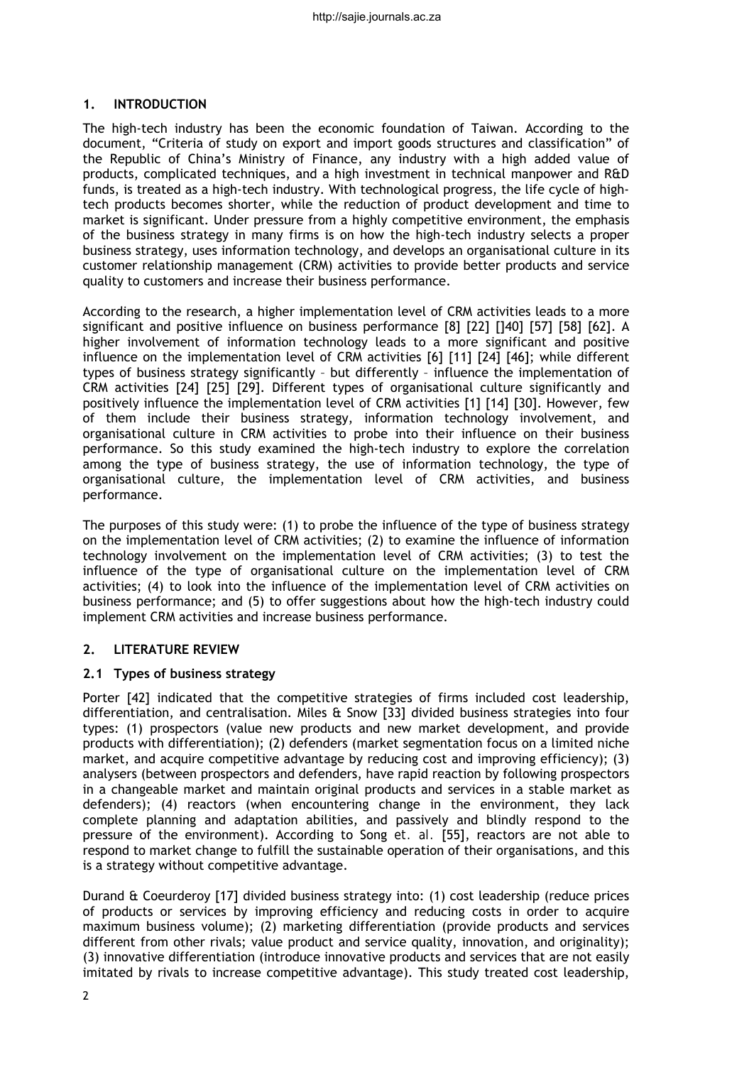## 1. INTRODUCTION

The high-tech industry has been the economic foundation of Taiwan. According to the document, "Criteria of study on export and import goods structures and classification" of the Republic of China's Ministry of Finance, any industry with a high added value of products, complicated techniques, and a high investment in technical manpower and R&D funds, is treated as a high-tech industry. With technological progress, the life cycle of high-tech products becomes shorter, while the reduction of product development and time to market is significant. Under pressure from a highly competitive environment, the emphasis of the business strategy in many firms is on how the high-tech industry selects a proper business strategy, uses information technology, and develops an organisational culture in its customer relationship management (CRM) activities to provide better products and service quality to customers and increase their business performance.

According to the research, a higher implementation level of CRM activities leads to a more significant and positive influence on business performance [8] [22] []40] [57] [58] [62]. A higher involvement of information technology leads to a more significant and positive influence on the implementation level of CRM activities [6] [11] [24] [46]; while different types of business strategy significantly – but differently – influence the implementation of CRM activities [24] [25] [29]. Different types of organisational culture significantly and positively influence the implementation level of CRM activities [1] [14] [30]. However, few of them include their business strategy, information technology involvement, and organisational culture in CRM activities to probe into their influence on their business performance. So this study examined the high-tech industry to explore the correlation among the type of business strategy, the use of information technology, the type of organisational culture, the implementation level of CRM activities, and business performance.

The purposes of this study were: (1) to probe the influence of the type of business strategy on the implementation level of CRM activities; (2) to examine the influence of information technology involvement on the implementation level of CRM activities; (3) to test the influence of the type of organisational culture on the implementation level of CRM activities; (4) to look into the influence of the implementation level of CRM activities on business performance; and (5) to offer suggestions about how the high-tech industry could implement CRM activities and increase business performance.

## 2. LITERATURE REVIEW

### 2.1 Types of business strategy

Porter [42] indicated that the competitive strategies of firms included cost leadership, differentiation, and centralisation. Miles & Snow [33] divided business strategies into four types: (1) prospectors (value new products and new market development, and provide products with differentiation); (2) defenders (market segmentation focus on a limited niche market, and acquire competitive advantage by reducing cost and improving efficiency); (3) analysers (between prospectors and defenders, have rapid reaction by following prospectors in a changeable market and maintain original products and services in a stable market as defenders); (4) reactors (when encountering change in the environment, they lack complete planning and adaptation abilities, and passively and blindly respond to the pressure of the environment). According to Song *et. al.* [55], reactors are not able to respond to market change to fulfill the sustainable operation of their organisations, and this is a strategy without competitive advantage.

Durand & Coeurderoy [17] divided business strategy into: (1) cost leadership (reduce prices of products or services by improving efficiency and reducing costs in order to acquire maximum business volume); (2) marketing differentiation (provide products and services different from other rivals; value product and service quality, innovation, and originality); (3) innovative differentiation (introduce innovative products and services that are not easily imitated by rivals to increase competitive advantage). This study treated cost leadership,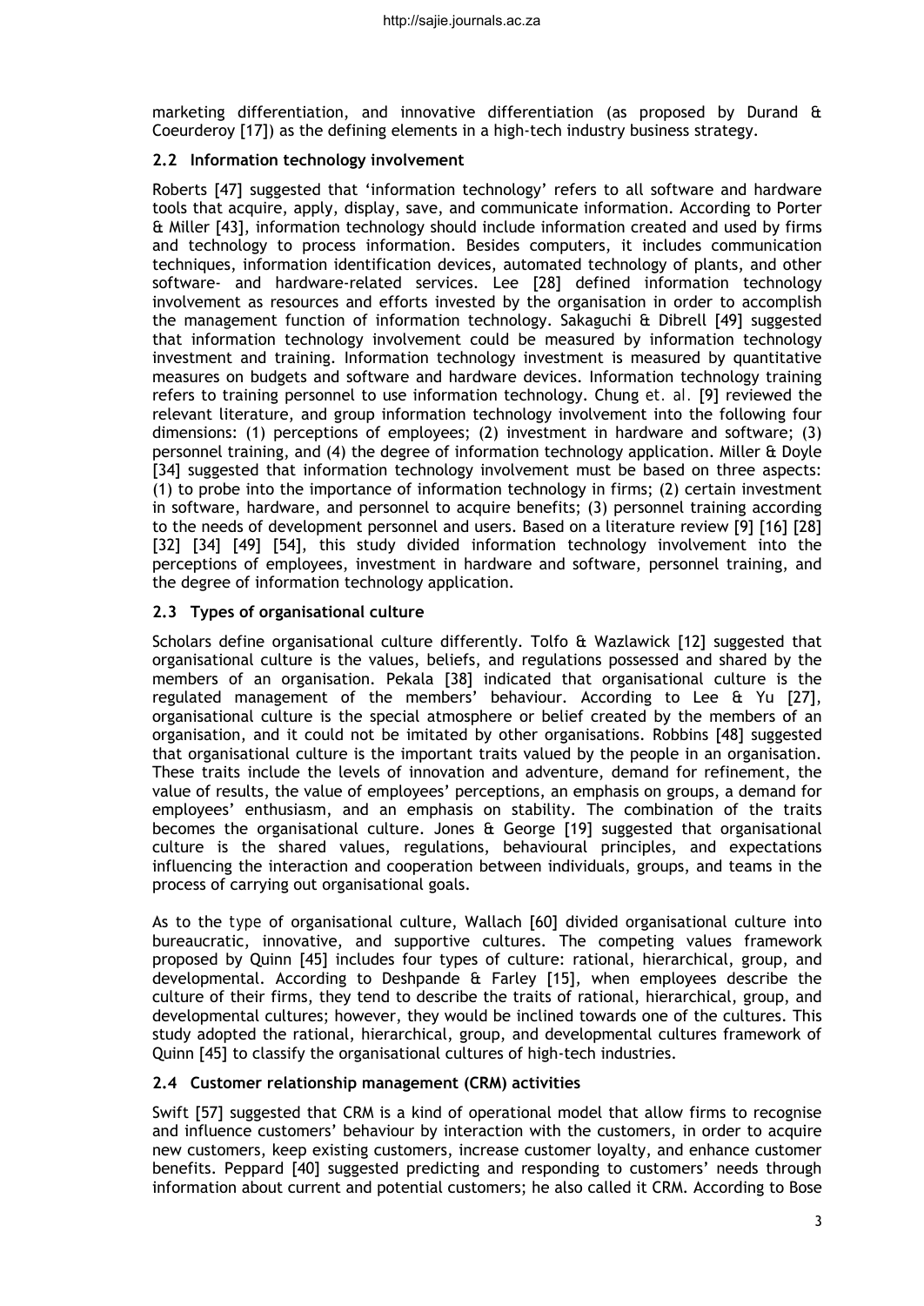marketing differentiation, and innovative differentiation (as proposed by Durand & Coeurderoy [17]) as the defining elements in a high-tech industry business strategy.

### 2.2 Information technology involvement

Roberts [47] suggested that 'information technology' refers to all software and hardware tools that acquire, apply, display, save, and communicate information. According to Porter & Miller [43], information technology should include information created and used by firms and technology to process information. Besides computers, it includes communication techniques, information identification devices, automated technology of plants, and other software- and hardware-related services. Lee [28] defined information technology involvement as resources and efforts invested by the organisation in order to accomplish the management function of information technology. Sakaguchi & Dibrell [49] suggested that information technology involvement could be measured by information technology investment and training. Information technology investment is measured by quantitative measures on budgets and software and hardware devices. Information technology training refers to training personnel to use information technology. Chung *et. al.* [9] reviewed the relevant literature, and group information technology involvement into the following four dimensions: (1) perceptions of employees; (2) investment in hardware and software; (3) personnel training, and (4) the degree of information technology application. Miller & Doyle [34] suggested that information technology involvement must be based on three aspects: (1) to probe into the importance of information technology in firms; (2) certain investment in software, hardware, and personnel to acquire benefits; (3) personnel training according to the needs of development personnel and users. Based on a literature review [9] [16] [28] [32] [34] [49] [54], this study divided information technology involvement into the perceptions of employees, investment in hardware and software, personnel training, and the degree of information technology application.

### 2.3 Types of organisational culture

Scholars define organisational culture differently. Tolfo & Wazlawick [12] suggested that organisational culture is the values, beliefs, and regulations possessed and shared by the members of an organisation. Pekala [38] indicated that organisational culture is the regulated management of the members' behaviour. According to Lee & Yu [27], organisational culture is the special atmosphere or belief created by the members of an organisation, and it could not be imitated by other organisations. Robbins [48] suggested that organisational culture is the important traits valued by the people in an organisation. These traits include the levels of innovation and adventure, demand for refinement, the value of results, the value of employees' perceptions, an emphasis on groups, a demand for employees' enthusiasm, and an emphasis on stability. The combination of the traits becomes the organisational culture. Jones & George [19] suggested that organisational culture is the shared values, regulations, behavioural principles, and expectations influencing the interaction and cooperation between individuals, groups, and teams in the process of carrying out organisational goals.

As to the type of organisational culture, Wallach [60] divided organisational culture into bureaucratic, innovative, and supportive cultures. The competing values framework proposed by Quinn [45] includes four types of culture: rational, hierarchical, group, and developmental. According to Deshpande & Farley [15], when employees describe the culture of their firms, they tend to describe the traits of rational, hierarchical, group, and developmental cultures; however, they would be inclined towards one of the cultures. This study adopted the rational, hierarchical, group, and developmental cultures framework of Quinn [45] to classify the organisational cultures of high-tech industries.

### 2.4 Customer relationship management (CRM) activities

Swift [57] suggested that CRM is a kind of operational model that allow firms to recognise and influence customers' behaviour by interaction with the customers, in order to acquire new customers, keep existing customers, increase customer loyalty, and enhance customer benefits. Peppard [40] suggested predicting and responding to customers' needs through information about current and potential customers; he also called it CRM. According to Bose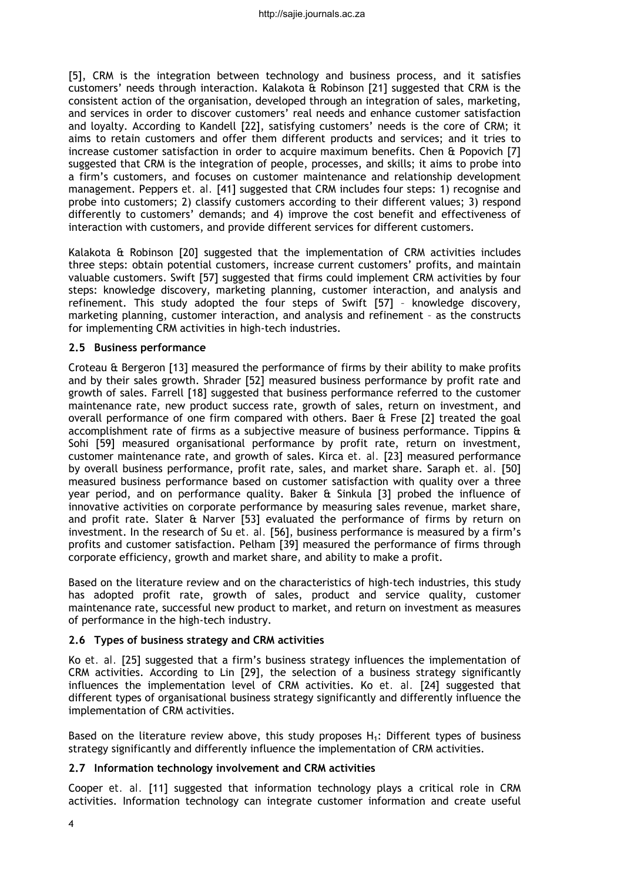[5], CRM is the integration between technology and business process, and it satisfies customers' needs through interaction. Kalakota & Robinson [21] suggested that CRM is the consistent action of the organisation, developed through an integration of sales, marketing, and services in order to discover customers' real needs and enhance customer satisfaction and loyalty. According to Kandell [22], satisfying customers' needs is the core of CRM; it aims to retain customers and offer them different products and services; and it tries to increase customer satisfaction in order to acquire maximum benefits. Chen & Popovich [7] suggested that CRM is the integration of people, processes, and skills; it aims to probe into a firm's customers, and focuses on customer maintenance and relationship development management. Peppers *et. al.* [41] suggested that CRM includes four steps: 1) recognise and probe into customers; 2) classify customers according to their different values; 3) respond differently to customers' demands; and 4) improve the cost benefit and effectiveness of interaction with customers, and provide different services for different customers.

Kalakota & Robinson [20] suggested that the implementation of CRM activities includes three steps: obtain potential customers, increase current customers' profits, and maintain valuable customers. Swift [57] suggested that firms could implement CRM activities by four steps: knowledge discovery, marketing planning, customer interaction, and analysis and refinement. This study adopted the four steps of Swift [57] – knowledge discovery, marketing planning, customer interaction, and analysis and refinement – as the constructs for implementing CRM activities in high-tech industries.

### 2.5 Business performance

Croteau & Bergeron [13] measured the performance of firms by their ability to make profits and by their sales growth. Shrader [52] measured business performance by profit rate and growth of sales. Farrell [18] suggested that business performance referred to the customer maintenance rate, new product success rate, growth of sales, return on investment, and overall performance of one firm compared with others. Baer & Frese [2] treated the goal accomplishment rate of firms as a subjective measure of business performance. Tippins & Sohi [59] measured organisational performance by profit rate, return on investment, customer maintenance rate, and growth of sales. Kirca *et. al.* [23] measured performance by overall business performance, profit rate, sales, and market share. Saraph *et. al.* [50] measured business performance based on customer satisfaction with quality over a three year period, and on performance quality. Baker & Sinkula [3] probed the influence of innovative activities on corporate performance by measuring sales revenue, market share, and profit rate. Slater & Narver [53] evaluated the performance of firms by return on investment. In the research of Su *et. al.* [56], business performance is measured by a firm's profits and customer satisfaction. Pelham [39] measured the performance of firms through corporate efficiency, growth and market share, and ability to make a profit.

Based on the literature review and on the characteristics of high-tech industries, this study has adopted profit rate, growth of sales, product and service quality, customer maintenance rate, successful new product to market, and return on investment as measures of performance in the high-tech industry.

### 2.6 Types of business strategy and CRM activities

Ko *et. al.* [25] suggested that a firm's business strategy influences the implementation of CRM activities. According to Lin [29], the selection of a business strategy significantly influences the implementation level of CRM activities. Ko *et. al.* [24] suggested that different types of organisational business strategy significantly and differently influence the implementation of CRM activities.

Based on the literature review above, this study proposes $H_1$: Different types of business strategy significantly and differently influence the implementation of CRM activities.

### 2.7 Information technology involvement and CRM activities

Cooper *et. al.* [11] suggested that information technology plays a critical role in CRM activities. Information technology can integrate customer information and create useful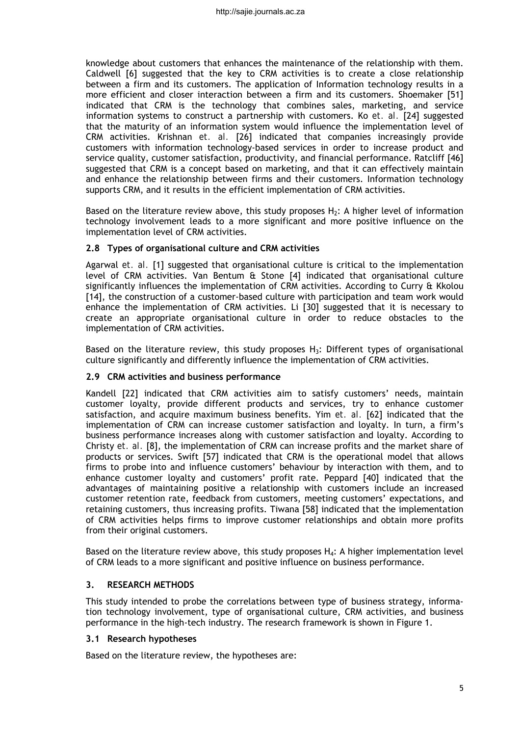knowledge about customers that enhances the maintenance of the relationship with them. Caldwell [6] suggested that the key to CRM activities is to create a close relationship between a firm and its customers. The application of Information technology results in a more efficient and closer interaction between a firm and its customers. Shoemaker [51] indicated that CRM is the technology that combines sales, marketing, and service information systems to construct a partnership with customers. Ko *et. al.* [24] suggested that the maturity of an information system would influence the implementation level of CRM activities. Krishnan *et. al.* [26] indicated that companies increasingly provide customers with information technology-based services in order to increase product and service quality, customer satisfaction, productivity, and financial performance. Ratcliff [46] suggested that CRM is a concept based on marketing, and that it can effectively maintain and enhance the relationship between firms and their customers. Information technology supports CRM, and it results in the efficient implementation of CRM activities.

Based on the literature review above, this study proposes $H_2$: A higher level of information technology involvement leads to a more significant and more positive influence on the implementation level of CRM activities.

### 2.8 Types of organisational culture and CRM activities

Agarwal *et. al.* [1] suggested that organisational culture is critical to the implementation level of CRM activities. Van Bentum & Stone [4] indicated that organisational culture significantly influences the implementation of CRM activities. According to Curry & Kkolou [14], the construction of a customer-based culture with participation and team work would enhance the implementation of CRM activities. Li [30] suggested that it is necessary to create an appropriate organisational culture in order to reduce obstacles to the implementation of CRM activities.

Based on the literature review, this study proposes $H_3$: Different types of organisational culture significantly and differently influence the implementation of CRM activities.

### 2.9 CRM activities and business performance

Kandell [22] indicated that CRM activities aim to satisfy customers' needs, maintain customer loyalty, provide different products and services, try to enhance customer satisfaction, and acquire maximum business benefits. Yim *et. al.* [62] indicated that the implementation of CRM can increase customer satisfaction and loyalty. In turn, a firm's business performance increases along with customer satisfaction and loyalty. According to Christy *et. al.* [8], the implementation of CRM can increase profits and the market share of products or services. Swift [57] indicated that CRM is the operational model that allows firms to probe into and influence customers' behaviour by interaction with them, and to enhance customer loyalty and customers' profit rate. Peppard [40] indicated that the advantages of maintaining positive a relationship with customers include an increased customer retention rate, feedback from customers, meeting customers' expectations, and retaining customers, thus increasing profits. Tiwana [58] indicated that the implementation of CRM activities helps firms to improve customer relationships and obtain more profits from their original customers.

Based on the literature review above, this study proposes $H_4$: A higher implementation level of CRM leads to a more significant and positive influence on business performance.

## 3. RESEARCH METHODS

This study intended to probe the correlations between type of business strategy, information technology involvement, type of organisational culture, CRM activities, and business performance in the high-tech industry. The research framework is shown in Figure 1.

### 3.1 Research hypotheses

Based on the literature review, the hypotheses are: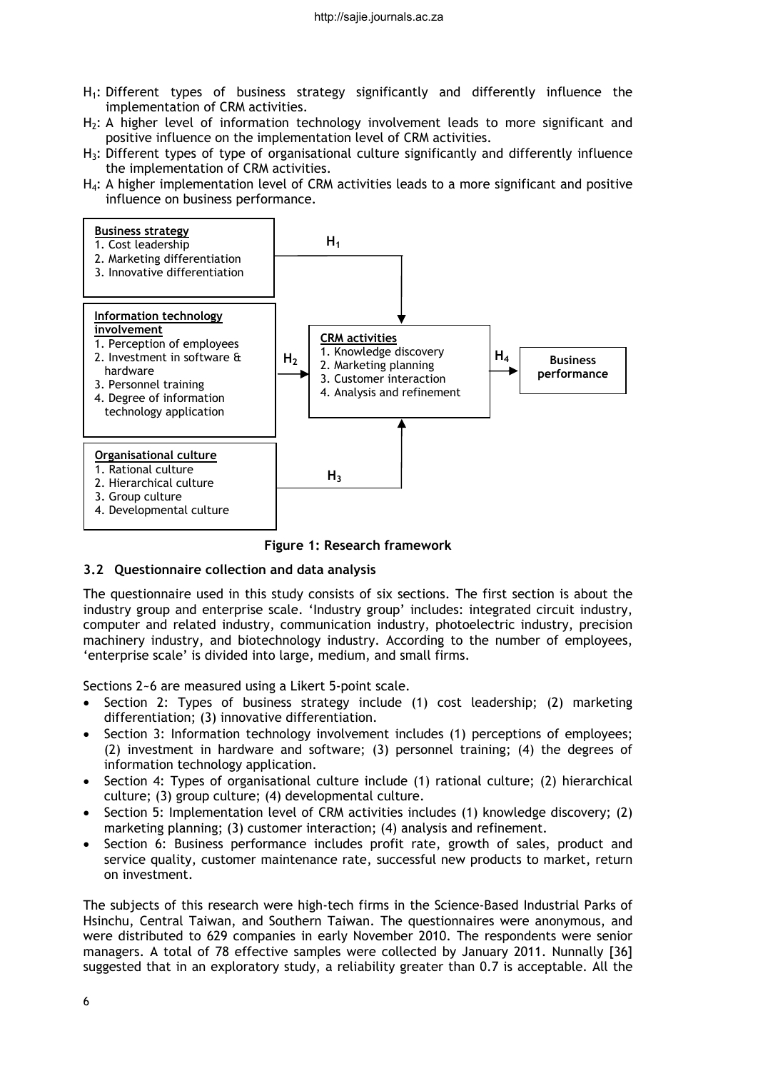- $H_1$: Different types of business strategy significantly and differently influence the implementation of CRM activities.
- $H_2$: A higher level of information technology involvement leads to more significant and positive influence on the implementation level of CRM activities.
- $H_3$: Different types of type of organisational culture significantly and differently influence the implementation of CRM activities.
- $H_4$: A higher implementation level of CRM activities leads to a more significant and positive influence on business performance.

**Business strategy**
1. Cost leadership
2. Marketing differentiation
3. Innovative differentiation

**Information technology involvement**
1. Perception of employees
2. Investment in software & hardware
3. Personnel training
4. Degree of information technology application

**Organisational culture**
1. Rational culture
2. Hierarchical culture
3. Group culture
4. Developmental culture

**CRM activities**
1. Knowledge discovery
2. Marketing planning
3. Customer interaction
4. Analysis and refinement

**Business performance**

(Business strategy → $H_1$ → CRM activities; Information technology involvement → $H_2$ → CRM activities; Organisational culture → $H_3$ → CRM activities; CRM activities → $H_4$ → Business performance)

**Figure 1: Research framework**

### 3.2 Questionnaire collection and data analysis

The questionnaire used in this study consists of six sections. The first section is about the industry group and enterprise scale. 'Industry group' includes: integrated circuit industry, computer and related industry, communication industry, photoelectric industry, precision machinery industry, and biotechnology industry. According to the number of employees, 'enterprise scale' is divided into large, medium, and small firms.

Sections 2~6 are measured using a Likert 5-point scale.

- Section 2: Types of business strategy include (1) cost leadership; (2) marketing differentiation; (3) innovative differentiation.
- Section 3: Information technology involvement includes (1) perceptions of employees; (2) investment in hardware and software; (3) personnel training; (4) the degrees of information technology application.
- Section 4: Types of organisational culture include (1) rational culture; (2) hierarchical culture; (3) group culture; (4) developmental culture.
- Section 5: Implementation level of CRM activities includes (1) knowledge discovery; (2) marketing planning; (3) customer interaction; (4) analysis and refinement.
- Section 6: Business performance includes profit rate, growth of sales, product and service quality, customer maintenance rate, successful new products to market, return on investment.

The subjects of this research were high-tech firms in the Science-Based Industrial Parks of Hsinchu, Central Taiwan, and Southern Taiwan. The questionnaires were anonymous, and were distributed to 629 companies in early November 2010. The respondents were senior managers. A total of 78 effective samples were collected by January 2011. Nunnally [36] suggested that in an exploratory study, a reliability greater than 0.7 is acceptable. All the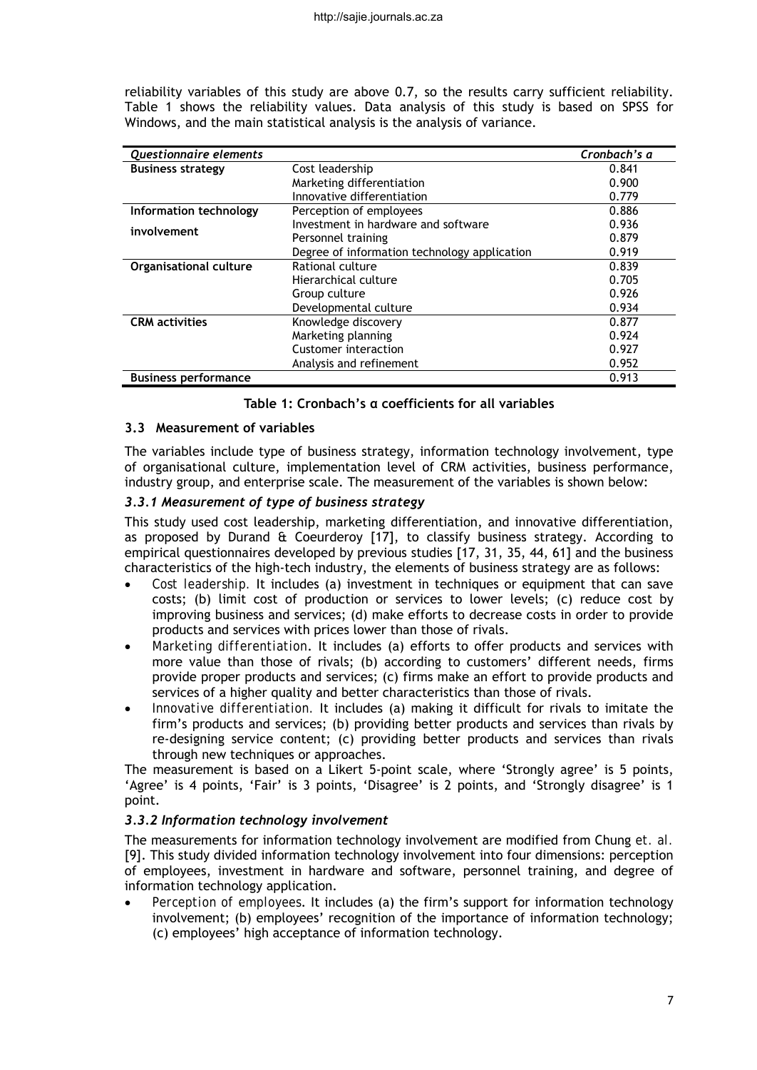reliability variables of this study are above 0.7, so the results carry sufficient reliability. Table 1 shows the reliability values. Data analysis of this study is based on SPSS for Windows, and the main statistical analysis is the analysis of variance.

| *Questionnaire elements* | | *Cronbach's α* |
|---|---|---|
| **Business strategy** | Cost leadership | 0.841 |
| | Marketing differentiation | 0.900 |
| | Innovative differentiation | 0.779 |
| **Information technology involvement** | Perception of employees | 0.886 |
| | Investment in hardware and software | 0.936 |
| | Personnel training | 0.879 |
| | Degree of information technology application | 0.919 |
| **Organisational culture** | Rational culture | 0.839 |
| | Hierarchical culture | 0.705 |
| | Group culture | 0.926 |
| | Developmental culture | 0.934 |
| **CRM activities** | Knowledge discovery | 0.877 |
| | Marketing planning | 0.924 |
| | Customer interaction | 0.927 |
| | Analysis and refinement | 0.952 |
| **Business performance** | | 0.913 |

**Table 1: Cronbach's α coefficients for all variables**

### 3.3 Measurement of variables

The variables include type of business strategy, information technology involvement, type of organisational culture, implementation level of CRM activities, business performance, industry group, and enterprise scale. The measurement of the variables is shown below:

#### *3.3.1 Measurement of type of business strategy*

This study used cost leadership, marketing differentiation, and innovative differentiation, as proposed by Durand & Coeurderoy [17], to classify business strategy. According to empirical questionnaires developed by previous studies [17, 31, 35, 44, 61] and the business characteristics of the high-tech industry, the elements of business strategy are as follows:

- *Cost leadership.* It includes (a) investment in techniques or equipment that can save costs; (b) limit cost of production or services to lower levels; (c) reduce cost by improving business and services; (d) make efforts to decrease costs in order to provide products and services with prices lower than those of rivals.
- *Marketing differentiation.* It includes (a) efforts to offer products and services with more value than those of rivals; (b) according to customers' different needs, firms provide proper products and services; (c) firms make an effort to provide products and services of a higher quality and better characteristics than those of rivals.
- *Innovative differentiation.* It includes (a) making it difficult for rivals to imitate the firm's products and services; (b) providing better products and services than rivals by re-designing service content; (c) providing better products and services than rivals through new techniques or approaches.

The measurement is based on a Likert 5-point scale, where 'Strongly agree' is 5 points, 'Agree' is 4 points, 'Fair' is 3 points, 'Disagree' is 2 points, and 'Strongly disagree' is 1 point.

#### *3.3.2 Information technology involvement*

The measurements for information technology involvement are modified from Chung *et. al.* [9]. This study divided information technology involvement into four dimensions: perception of employees, investment in hardware and software, personnel training, and degree of information technology application.

- *Perception of employees*. It includes (a) the firm's support for information technology involvement; (b) employees' recognition of the importance of information technology; (c) employees' high acceptance of information technology.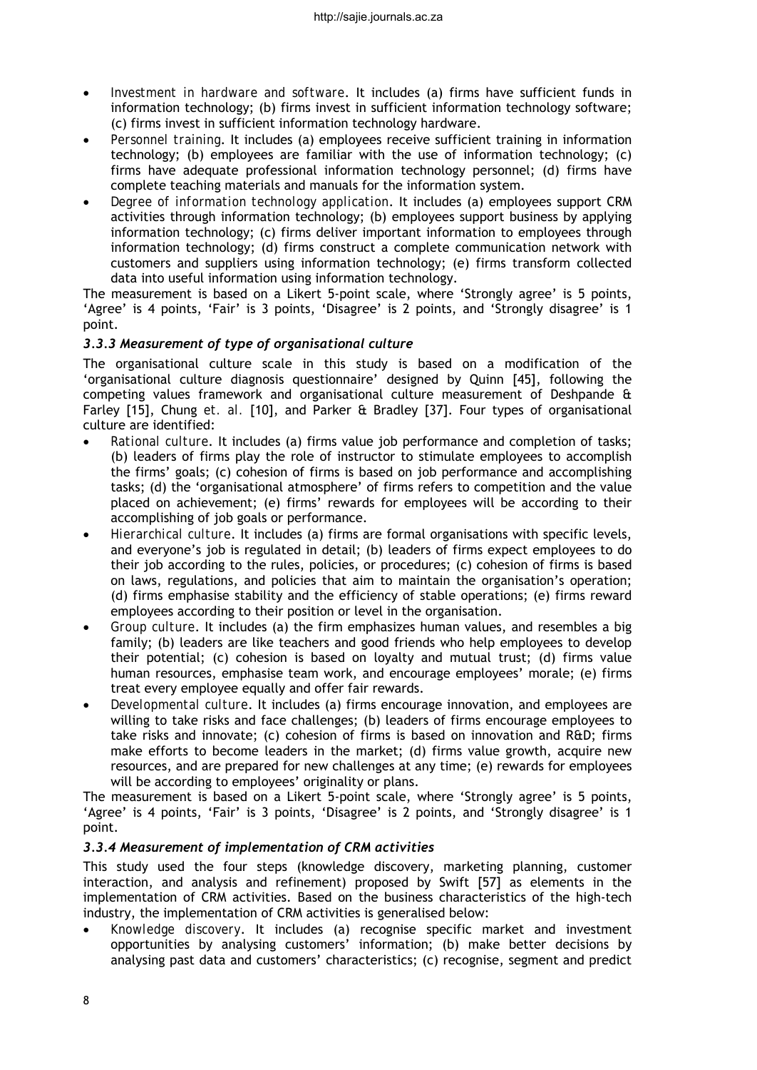- *Investment in hardware and software*. It includes (a) firms have sufficient funds in information technology; (b) firms invest in sufficient information technology software; (c) firms invest in sufficient information technology hardware.
- *Personnel training*. It includes (a) employees receive sufficient training in information technology; (b) employees are familiar with the use of information technology; (c) firms have adequate professional information technology personnel; (d) firms have complete teaching materials and manuals for the information system.
- *Degree of information technology application*. It includes (a) employees support CRM activities through information technology; (b) employees support business by applying information technology; (c) firms deliver important information to employees through information technology; (d) firms construct a complete communication network with customers and suppliers using information technology; (e) firms transform collected data into useful information using information technology.

The measurement is based on a Likert 5-point scale, where 'Strongly agree' is 5 points, 'Agree' is 4 points, 'Fair' is 3 points, 'Disagree' is 2 points, and 'Strongly disagree' is 1 point.

### *3.3.3 Measurement of type of organisational culture*

The organisational culture scale in this study is based on a modification of the 'organisational culture diagnosis questionnaire' designed by Quinn [45], following the competing values framework and organisational culture measurement of Deshpande & Farley [15], Chung *et. al.* [10], and Parker & Bradley [37]. Four types of organisational culture are identified:

- *Rational culture*. It includes (a) firms value job performance and completion of tasks; (b) leaders of firms play the role of instructor to stimulate employees to accomplish the firms' goals; (c) cohesion of firms is based on job performance and accomplishing tasks; (d) the 'organisational atmosphere' of firms refers to competition and the value placed on achievement; (e) firms' rewards for employees will be according to their accomplishing of job goals or performance.
- *Hierarchical culture*. It includes (a) firms are formal organisations with specific levels, and everyone's job is regulated in detail; (b) leaders of firms expect employees to do their job according to the rules, policies, or procedures; (c) cohesion of firms is based on laws, regulations, and policies that aim to maintain the organisation's operation; (d) firms emphasise stability and the efficiency of stable operations; (e) firms reward employees according to their position or level in the organisation.
- *Group culture*. It includes (a) the firm emphasizes human values, and resembles a big family; (b) leaders are like teachers and good friends who help employees to develop their potential; (c) cohesion is based on loyalty and mutual trust; (d) firms value human resources, emphasise team work, and encourage employees' morale; (e) firms treat every employee equally and offer fair rewards.
- *Developmental culture*. It includes (a) firms encourage innovation, and employees are willing to take risks and face challenges; (b) leaders of firms encourage employees to take risks and innovate; (c) cohesion of firms is based on innovation and R&D; firms make efforts to become leaders in the market; (d) firms value growth, acquire new resources, and are prepared for new challenges at any time; (e) rewards for employees will be according to employees' originality or plans.

The measurement is based on a Likert 5-point scale, where 'Strongly agree' is 5 points, 'Agree' is 4 points, 'Fair' is 3 points, 'Disagree' is 2 points, and 'Strongly disagree' is 1 point.

### *3.3.4 Measurement of implementation of CRM activities*

This study used the four steps (knowledge discovery, marketing planning, customer interaction, and analysis and refinement) proposed by Swift [57] as elements in the implementation of CRM activities. Based on the business characteristics of the high-tech industry, the implementation of CRM activities is generalised below:

- *Knowledge discovery*. It includes (a) recognise specific market and investment opportunities by analysing customers' information; (b) make better decisions by analysing past data and customers' characteristics; (c) recognise, segment and predict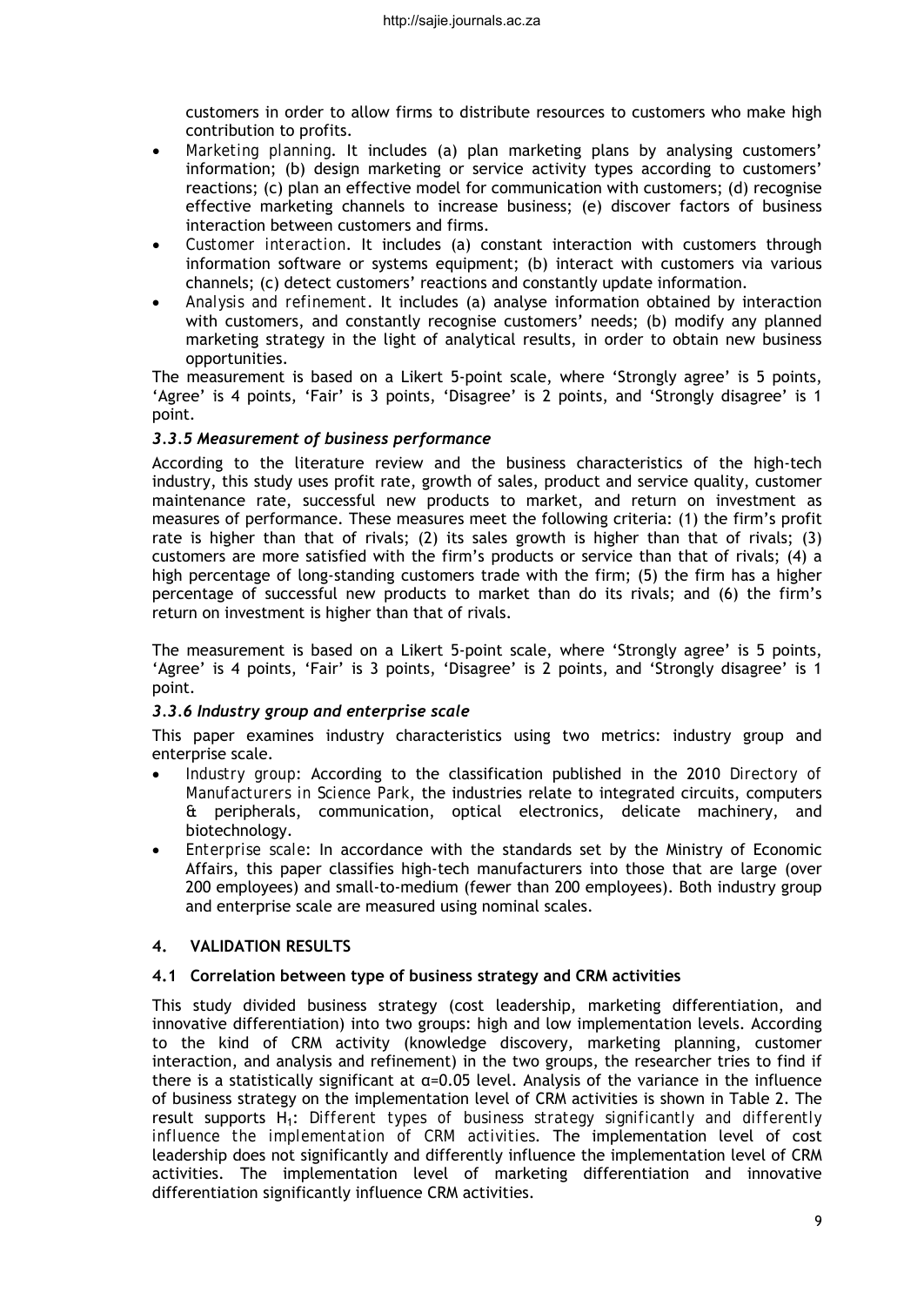customers in order to allow firms to distribute resources to customers who make high contribution to profits.

- *Marketing planning*. It includes (a) plan marketing plans by analysing customers' information; (b) design marketing or service activity types according to customers' reactions; (c) plan an effective model for communication with customers; (d) recognise effective marketing channels to increase business; (e) discover factors of business interaction between customers and firms.
- *Customer interaction*. It includes (a) constant interaction with customers through information software or systems equipment; (b) interact with customers via various channels; (c) detect customers' reactions and constantly update information.
- *Analysis and refinement*. It includes (a) analyse information obtained by interaction with customers, and constantly recognise customers' needs; (b) modify any planned marketing strategy in the light of analytical results, in order to obtain new business opportunities.

The measurement is based on a Likert 5-point scale, where 'Strongly agree' is 5 points, 'Agree' is 4 points, 'Fair' is 3 points, 'Disagree' is 2 points, and 'Strongly disagree' is 1 point.

### *3.3.5 Measurement of business performance*

According to the literature review and the business characteristics of the high-tech industry, this study uses profit rate, growth of sales, product and service quality, customer maintenance rate, successful new products to market, and return on investment as measures of performance. These measures meet the following criteria: (1) the firm's profit rate is higher than that of rivals; (2) its sales growth is higher than that of rivals; (3) customers are more satisfied with the firm's products or service than that of rivals; (4) a high percentage of long-standing customers trade with the firm; (5) the firm has a higher percentage of successful new products to market than do its rivals; and (6) the firm's return on investment is higher than that of rivals.

The measurement is based on a Likert 5-point scale, where 'Strongly agree' is 5 points, 'Agree' is 4 points, 'Fair' is 3 points, 'Disagree' is 2 points, and 'Strongly disagree' is 1 point.

### *3.3.6 Industry group and enterprise scale*

This paper examines industry characteristics using two metrics: industry group and enterprise scale.

- *Industry group*: According to the classification published in the 2010 *Directory of Manufacturers in Science Park*, the industries relate to integrated circuits, computers & peripherals, communication, optical electronics, delicate machinery, and biotechnology.
- *Enterprise scale*: In accordance with the standards set by the Ministry of Economic Affairs, this paper classifies high-tech manufacturers into those that are large (over 200 employees) and small-to-medium (fewer than 200 employees). Both industry group and enterprise scale are measured using nominal scales.

## 4. VALIDATION RESULTS

### 4.1 Correlation between type of business strategy and CRM activities

This study divided business strategy (cost leadership, marketing differentiation, and innovative differentiation) into two groups: high and low implementation levels. According to the kind of CRM activity (knowledge discovery, marketing planning, customer interaction, and analysis and refinement) in the two groups, the researcher tries to find if there is a statistically significant at $\alpha$=0.05 level. Analysis of the variance in the influence of business strategy on the implementation level of CRM activities is shown in Table 2. The result supports $H_1$: *Different types of business strategy significantly and differently influence the implementation of CRM activities*. The implementation level of cost leadership does not significantly and differently influence the implementation level of CRM activities. The implementation level of marketing differentiation and innovative differentiation significantly influence CRM activities.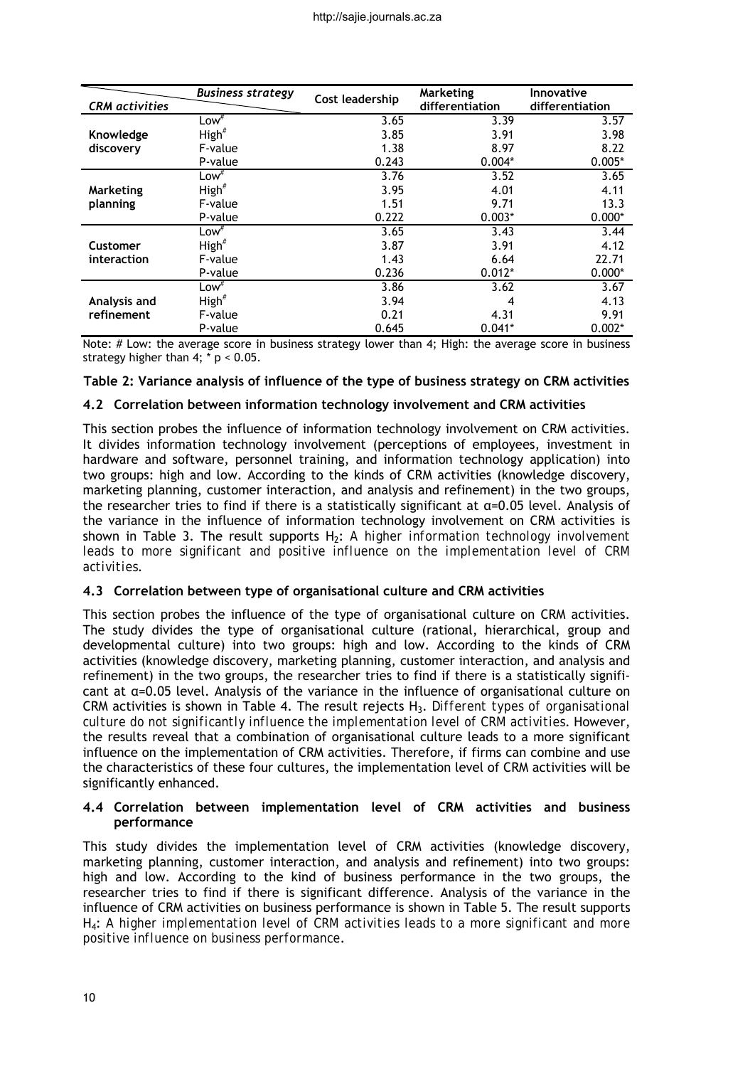| CRM activities \ Business strategy | | Cost leadership | Marketing differentiation | Innovative differentiation |
|---|---|---|---|---|
| Knowledge discovery | Low# | 3.65 | 3.39 | 3.57 |
| | High# | 3.85 | 3.91 | 3.98 |
| | F-value | 1.38 | 8.97 | 8.22 |
| | P-value | 0.243 | 0.004* | 0.005* |
| Marketing planning | Low# | 3.76 | 3.52 | 3.65 |
| | High# | 3.95 | 4.01 | 4.11 |
| | F-value | 1.51 | 9.71 | 13.3 |
| | P-value | 0.222 | 0.003* | 0.000* |
| Customer interaction | Low# | 3.65 | 3.43 | 3.44 |
| | High# | 3.87 | 3.91 | 4.12 |
| | F-value | 1.43 | 6.64 | 22.71 |
| | P-value | 0.236 | 0.012* | 0.000* |
| Analysis and refinement | Low# | 3.86 | 3.62 | 3.67 |
| | High# | 3.94 | 4 | 4.13 |
| | F-value | 0.21 | 4.31 | 9.91 |
| | P-value | 0.645 | 0.041* | 0.002* |

Note: # Low: the average score in business strategy lower than 4; High: the average score in business strategy higher than 4; * $p < 0.05$.

**Table 2: Variance analysis of influence of the type of business strategy on CRM activities**

### 4.2 Correlation between information technology involvement and CRM activities

This section probes the influence of information technology involvement on CRM activities. It divides information technology involvement (perceptions of employees, investment in hardware and software, personnel training, and information technology application) into two groups: high and low. According to the kinds of CRM activities (knowledge discovery, marketing planning, customer interaction, and analysis and refinement) in the two groups, the researcher tries to find if there is a statistically significant at $\alpha$=0.05 level. Analysis of the variance in the influence of information technology involvement on CRM activities is shown in Table 3. The result supports $H_2$: *A higher information technology involvement leads to more significant and positive influence on the implementation level of CRM activities*.

### 4.3 Correlation between type of organisational culture and CRM activities

This section probes the influence of the type of organisational culture on CRM activities. The study divides the type of organisational culture (rational, hierarchical, group and developmental culture) into two groups: high and low. According to the kinds of CRM activities (knowledge discovery, marketing planning, customer interaction, and analysis and refinement) in the two groups, the researcher tries to find if there is a statistically significant at $\alpha$=0.05 level. Analysis of the variance in the influence of organisational culture on CRM activities is shown in Table 4. The result rejects $H_3$. *Different types of organisational culture do not significantly influence the implementation level of CRM activities*. However, the results reveal that a combination of organisational culture leads to a more significant influence on the implementation of CRM activities. Therefore, if firms can combine and use the characteristics of these four cultures, the implementation level of CRM activities will be significantly enhanced.

### 4.4 Correlation between implementation level of CRM activities and business performance

This study divides the implementation level of CRM activities (knowledge discovery, marketing planning, customer interaction, and analysis and refinement) into two groups: high and low. According to the kind of business performance in the two groups, the researcher tries to find if there is significant difference. Analysis of the variance in the influence of CRM activities on business performance is shown in Table 5. The result supports $H_4$: *A higher implementation level of CRM activities leads to a more significant and more positive influence on business performance*.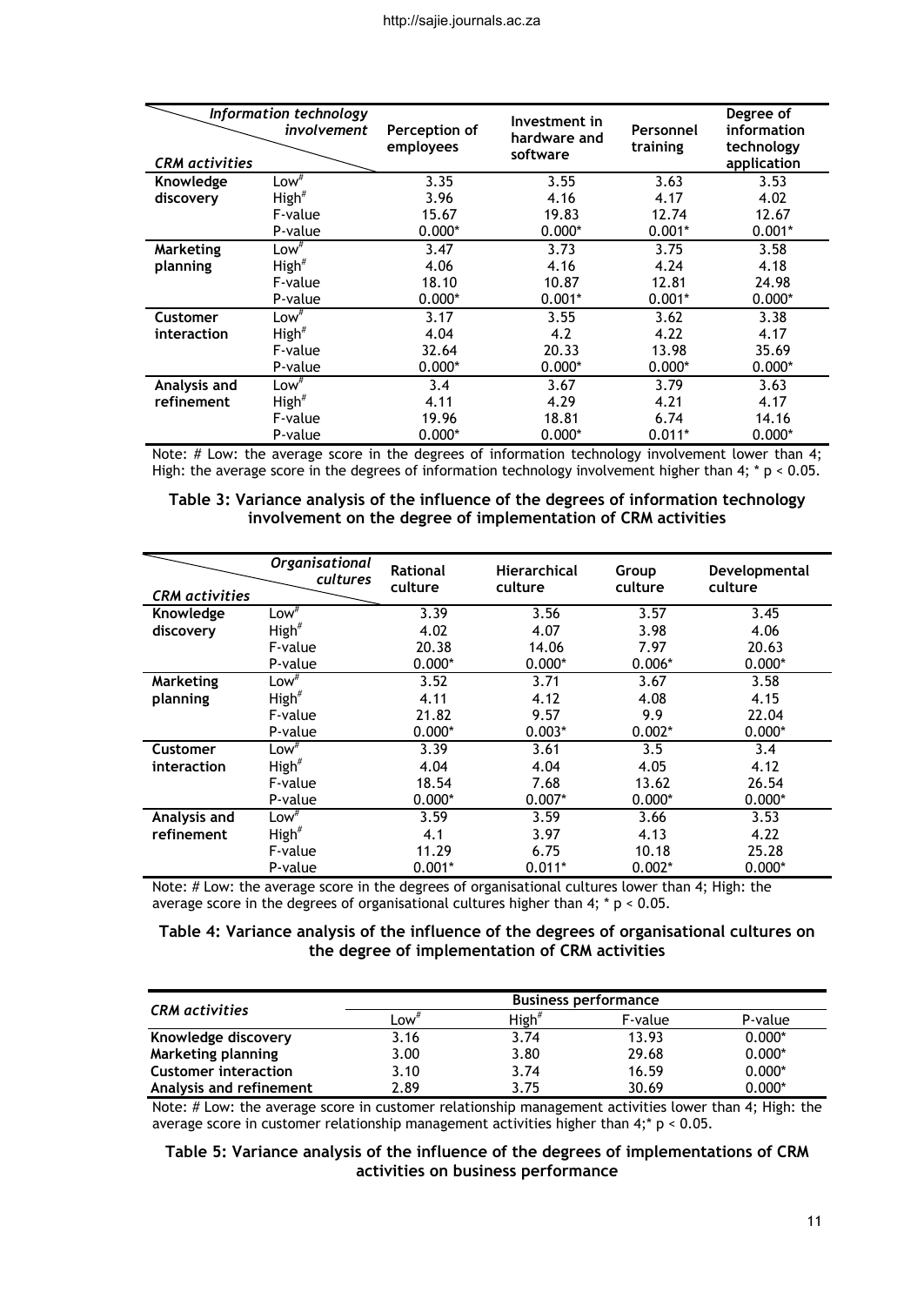| CRM activities |  | Perception of employees | Investment in hardware and software | Personnel training | Degree of information technology application |
|---|---|---|---|---|---|
| **Knowledge discovery** | Low# | 3.35 | 3.55 | 3.63 | 3.53 |
| | High# | 3.96 | 4.16 | 4.17 | 4.02 |
| | F-value | 15.67 | 19.83 | 12.74 | 12.67 |
| | P-value | 0.000* | 0.000* | 0.001* | 0.001* |
| **Marketing planning** | Low# | 3.47 | 3.73 | 3.75 | 3.58 |
| | High# | 4.06 | 4.16 | 4.24 | 4.18 |
| | F-value | 18.10 | 10.87 | 12.81 | 24.98 |
| | P-value | 0.000* | 0.001* | 0.001* | 0.000* |
| **Customer interaction** | Low# | 3.17 | 3.55 | 3.62 | 3.38 |
| | High# | 4.04 | 4.2 | 4.22 | 4.17 |
| | F-value | 32.64 | 20.33 | 13.98 | 35.69 |
| | P-value | 0.000* | 0.000* | 0.000* | 0.000* |
| **Analysis and refinement** | Low# | 3.4 | 3.67 | 3.79 | 3.63 |
| | High# | 4.11 | 4.29 | 4.21 | 4.17 |
| | F-value | 19.96 | 18.81 | 6.74 | 14.16 |
| | P-value | 0.000* | 0.000* | 0.011* | 0.000* |

(Column header: *Information technology involvement*)

Note: # Low: the average score in the degrees of information technology involvement lower than 4; High: the average score in the degrees of information technology involvement higher than 4; * $p < 0.05$.

**Table 3: Variance analysis of the influence of the degrees of information technology involvement on the degree of implementation of CRM activities**

| CRM activities |  | Rational culture | Hierarchical culture | Group culture | Developmental culture |
|---|---|---|---|---|---|
| **Knowledge discovery** | Low# | 3.39 | 3.56 | 3.57 | 3.45 |
| | High# | 4.02 | 4.07 | 3.98 | 4.06 |
| | F-value | 20.38 | 14.06 | 7.97 | 20.63 |
| | P-value | 0.000* | 0.000* | 0.006* | 0.000* |
| **Marketing planning** | Low# | 3.52 | 3.71 | 3.67 | 3.58 |
| | High# | 4.11 | 4.12 | 4.08 | 4.15 |
| | F-value | 21.82 | 9.57 | 9.9 | 22.04 |
| | P-value | 0.000* | 0.003* | 0.002* | 0.000* |
| **Customer interaction** | Low# | 3.39 | 3.61 | 3.5 | 3.4 |
| | High# | 4.04 | 4.04 | 4.05 | 4.12 |
| | F-value | 18.54 | 7.68 | 13.62 | 26.54 |
| | P-value | 0.000* | 0.007* | 0.000* | 0.000* |
| **Analysis and refinement** | Low# | 3.59 | 3.59 | 3.66 | 3.53 |
| | High# | 4.1 | 3.97 | 4.13 | 4.22 |
| | F-value | 11.29 | 6.75 | 10.18 | 25.28 |
| | P-value | 0.001* | 0.011* | 0.002* | 0.000* |

(Column header: *Organisational cultures*)

Note: # Low: the average score in the degrees of organisational cultures lower than 4; High: the average score in the degrees of organisational cultures higher than 4; * $p < 0.05$.

**Table 4: Variance analysis of the influence of the degrees of organisational cultures on the degree of implementation of CRM activities**

| CRM activities | Business performance | | | |
|---|---|---|---|---|
| | Low# | High# | F-value | P-value |
| **Knowledge discovery** | 3.16 | 3.74 | 13.93 | 0.000* |
| **Marketing planning** | 3.00 | 3.80 | 29.68 | 0.000* |
| **Customer interaction** | 3.10 | 3.74 | 16.59 | 0.000* |
| **Analysis and refinement** | 2.89 | 3.75 | 30.69 | 0.000* |

Note: # Low: the average score in customer relationship management activities lower than 4; High: the average score in customer relationship management activities higher than 4;* $p < 0.05$.

**Table 5: Variance analysis of the influence of the degrees of implementations of CRM activities on business performance**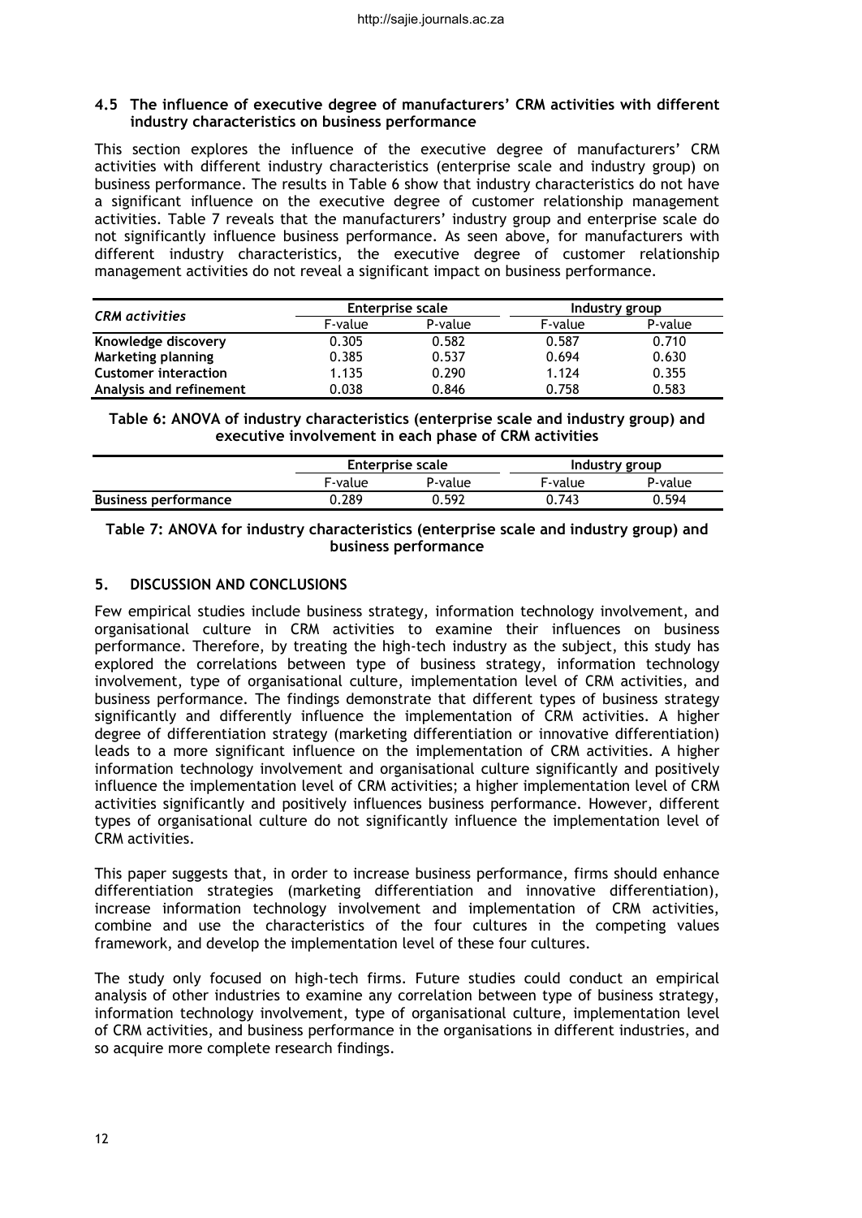### 4.5 The influence of executive degree of manufacturers' CRM activities with different industry characteristics on business performance

This section explores the influence of the executive degree of manufacturers' CRM activities with different industry characteristics (enterprise scale and industry group) on business performance. The results in Table 6 show that industry characteristics do not have a significant influence on the executive degree of customer relationship management activities. Table 7 reveals that the manufacturers' industry group and enterprise scale do not significantly influence business performance. As seen above, for manufacturers with different industry characteristics, the executive degree of customer relationship management activities do not reveal a significant impact on business performance.

| *CRM activities* | Enterprise scale | | Industry group | |
|---|---|---|---|---|
| | F-value | P-value | F-value | P-value |
| **Knowledge discovery** | 0.305 | 0.582 | 0.587 | 0.710 |
| **Marketing planning** | 0.385 | 0.537 | 0.694 | 0.630 |
| **Customer interaction** | 1.135 | 0.290 | 1.124 | 0.355 |
| **Analysis and refinement** | 0.038 | 0.846 | 0.758 | 0.583 |

**Table 6: ANOVA of industry characteristics (enterprise scale and industry group) and executive involvement in each phase of CRM activities**

| | Enterprise scale | | Industry group | |
|---|---|---|---|---|
| | F-value | P-value | F-value | P-value |
| **Business performance** | 0.289 | 0.592 | 0.743 | 0.594 |

**Table 7: ANOVA for industry characteristics (enterprise scale and industry group) and business performance**

## 5. DISCUSSION AND CONCLUSIONS

Few empirical studies include business strategy, information technology involvement, and organisational culture in CRM activities to examine their influences on business performance. Therefore, by treating the high-tech industry as the subject, this study has explored the correlations between type of business strategy, information technology involvement, type of organisational culture, implementation level of CRM activities, and business performance. The findings demonstrate that different types of business strategy significantly and differently influence the implementation of CRM activities. A higher degree of differentiation strategy (marketing differentiation or innovative differentiation) leads to a more significant influence on the implementation of CRM activities. A higher information technology involvement and organisational culture significantly and positively influence the implementation level of CRM activities; a higher implementation level of CRM activities significantly and positively influences business performance. However, different types of organisational culture do not significantly influence the implementation level of CRM activities.

This paper suggests that, in order to increase business performance, firms should enhance differentiation strategies (marketing differentiation and innovative differentiation), increase information technology involvement and implementation of CRM activities, combine and use the characteristics of the four cultures in the competing values framework, and develop the implementation level of these four cultures.

The study only focused on high-tech firms. Future studies could conduct an empirical analysis of other industries to examine any correlation between type of business strategy, information technology involvement, type of organisational culture, implementation level of CRM activities, and business performance in the organisations in different industries, and so acquire more complete research findings.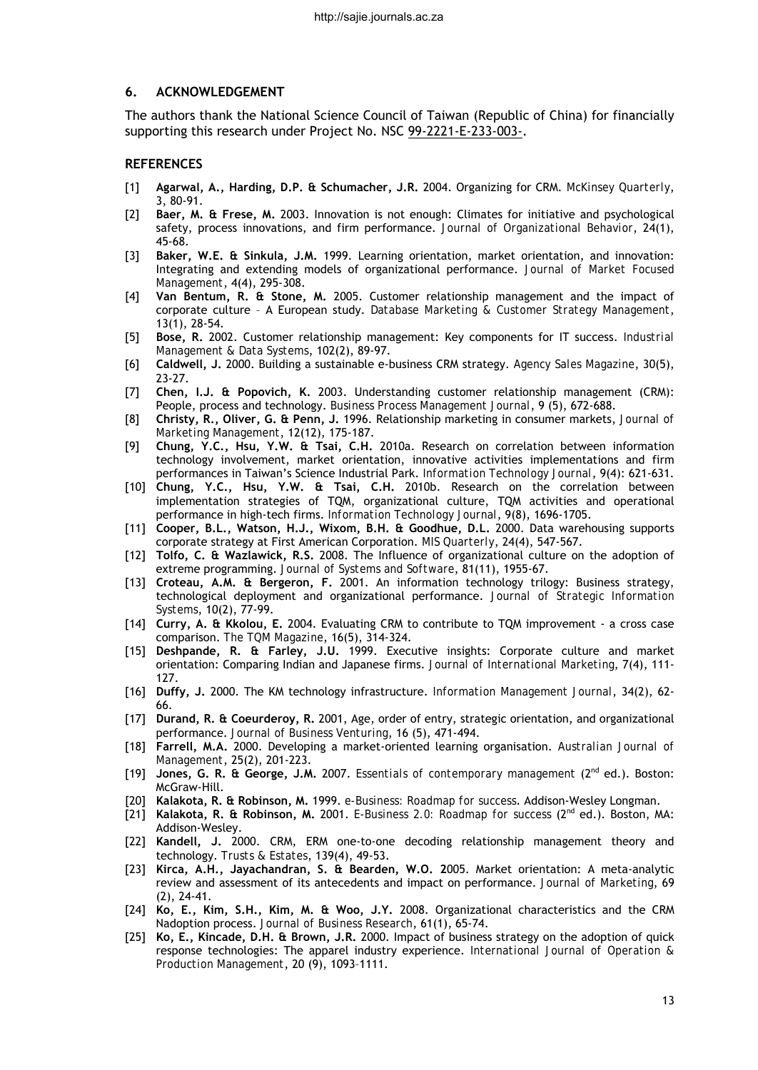## 6. ACKNOWLEDGEMENT

The authors thank the National Science Council of Taiwan (Republic of China) for financially supporting this research under Project No. NSC 99-2221-E-233-003-.

## REFERENCES

[1] **Agarwal, A., Harding, D.P. & Schumacher, J.R.** 2004. Organizing for CRM. *McKinsey Quarterly*, 3, 80-91.

[2] **Baer, M. & Frese, M.** 2003. Innovation is not enough: Climates for initiative and psychological safety, process innovations, and firm performance. *Journal of Organizational Behavior*, 24(1), 45-68.

[3] **Baker, W.E. & Sinkula, J.M.** 1999. Learning orientation, market orientation, and innovation: Integrating and extending models of organizational performance. *Journal of Market Focused Management*, 4(4), 295-308.

[4] **Van Bentum, R. & Stone, M.** 2005. Customer relationship management and the impact of corporate culture – A European study. *Database Marketing & Customer Strategy Management*, 13(1), 28-54.

[5] **Bose, R.** 2002. Customer relationship management: Key components for IT success. *Industrial Management & Data Systems*, 102(2), 89-97.

[6] **Caldwell, J.** 2000. Building a sustainable e-business CRM strategy. *Agency Sales Magazine*, 30(5), 23-27.

[7] **Chen, I.J. & Popovich, K.** 2003. Understanding customer relationship management (CRM): People, process and technology. *Business Process Management Journal*, 9 (5), 672-688.

[8] **Christy, R., Oliver, G. & Penn, J.** 1996. Relationship marketing in consumer markets, *Journal of Marketing Management*, 12(12), 175-187.

[9] **Chung, Y.C., Hsu, Y.W. & Tsai, C.H.** 2010a. Research on correlation between information technology involvement, market orientation, innovative activities implementations and firm performances in Taiwan's Science Industrial Park. *Information Technology Journal*, 9(4): 621-631.

[10] **Chung, Y.C., Hsu, Y.W. & Tsai, C.H.** 2010b. Research on the correlation between implementation strategies of TQM, organizational culture, TQM activities and operational performance in high-tech firms. *Information Technology Journal*, 9(8), 1696-1705.

[11] **Cooper, B.L., Watson, H.J., Wixom, B.H. & Goodhue, D.L.** 2000. Data warehousing supports corporate strategy at First American Corporation. *MIS Quarterly*, 24(4), 547-567.

[12] **Tolfo, C. & Wazlawick, R.S.** 2008. The Influence of organizational culture on the adoption of extreme programming. *Journal of Systems and Software*, 81(11), 1955-67.

[13] **Croteau, A.M. & Bergeron, F.** 2001. An information technology trilogy: Business strategy, technological deployment and organizational performance. *Journal of Strategic Information Systems*, 10(2), 77-99.

[14] **Curry, A. & Kkolou, E.** 2004. Evaluating CRM to contribute to TQM improvement - a cross case comparison. *The TQM Magazine*, 16(5), 314-324.

[15] **Deshpande, R. & Farley, J.U.** 1999. Executive insights: Corporate culture and market orientation: Comparing Indian and Japanese firms. *Journal of International Marketing*, 7(4), 111-127.

[16] **Duffy, J.** 2000. The KM technology infrastructure. *Information Management Journal*, 34(2), 62-66.

[17] **Durand, R. & Coeurderoy, R.** 2001, Age, order of entry, strategic orientation, and organizational performance. *Journal of Business Venturing*, 16 (5), 471-494.

[18] **Farrell, M.A.** 2000. Developing a market-oriented learning organisation. *Australian Journal of Management*, 25(2), 201-223.

[19] **Jones, G. R. & George, J.M.** 2007. *Essentials of contemporary management* (2nd ed.). Boston: McGraw-Hill.

[20] **Kalakota, R. & Robinson, M.** 1999. *e-Business: Roadmap for success*. Addison-Wesley Longman.

[21] **Kalakota, R. & Robinson, M.** 2001. *E-Business 2.0: Roadmap for success* (2nd ed.). Boston, MA: Addison-Wesley.

[22] **Kandell, J.** 2000. CRM, ERM one-to-one decoding relationship management theory and technology. *Trusts & Estates*, 139(4), 49-53.

[23] **Kirca, A.H., Jayachandran, S. & Bearden, W.O. 2**005. Market orientation: A meta-analytic review and assessment of its antecedents and impact on performance. *Journal of Marketing*, 69 (2), 24-41.

[24] **Ko, E., Kim, S.H., Kim, M. & Woo, J.Y.** 2008. Organizational characteristics and the CRM Nadoption process. *Journal of Business Research*, 61(1), 65-74.

[25] **Ko, E., Kincade, D.H. & Brown, J.R.** 2000. Impact of business strategy on the adoption of quick response technologies: The apparel industry experience. *International Journal of Operation & Production Management*, 20 (9), 1093–1111.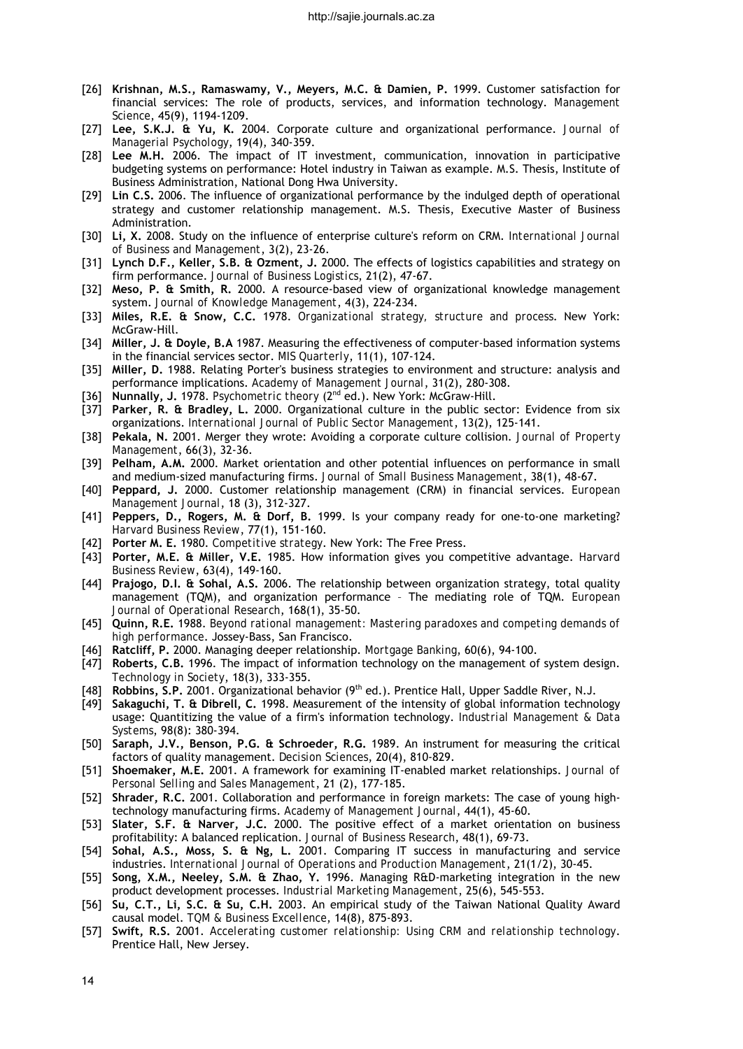[26] **Krishnan, M.S., Ramaswamy, V., Meyers, M.C. & Damien, P.** 1999. Customer satisfaction for financial services: The role of products, services, and information technology. *Management Science*, 45(9), 1194-1209.

[27] **Lee, S.K.J. & Yu, K.** 2004. Corporate culture and organizational performance. *Journal of Managerial Psychology*, 19(4), 340-359.

[28] **Lee M.H.** 2006. The impact of IT investment, communication, innovation in participative budgeting systems on performance: Hotel industry in Taiwan as example. M.S. Thesis, Institute of Business Administration, National Dong Hwa University.

[29] **Lin C.S.** 2006. The influence of organizational performance by the indulged depth of operational strategy and customer relationship management. M.S. Thesis, Executive Master of Business Administration.

[30] **Li, X.** 2008. Study on the influence of enterprise culture's reform on CRM. *International Journal of Business and Management*, 3(2), 23-26.

[31] **Lynch D.F., Keller, S.B. & Ozment, J.** 2000. The effects of logistics capabilities and strategy on firm performance. *Journal of Business Logistics*, 21(2), 47-67.

[32] **Meso, P. & Smith, R.** 2000. A resource-based view of organizational knowledge management system. *Journal of Knowledge Management*, 4(3), 224-234.

[33] **Miles, R.E. & Snow, C.C.** 1978. *Organizational strategy, structure and process*. New York: McGraw-Hill.

[34] **Miller, J. & Doyle, B.A** 1987. Measuring the effectiveness of computer-based information systems in the financial services sector. *MIS Quarterly*, 11(1), 107-124.

[35] **Miller, D.** 1988. Relating Porter's business strategies to environment and structure: analysis and performance implications. *Academy of Management Journal*, 31(2), 280-308.

[36] **Nunnally, J.** 1978. *Psychometric theory* (2nd ed.). New York: McGraw-Hill.

[37] **Parker, R. & Bradley, L.** 2000. Organizational culture in the public sector: Evidence from six organizations. *International Journal of Public Sector Management*, 13(2), 125-141.

[38] **Pekala, N.** 2001. Merger they wrote: Avoiding a corporate culture collision. *Journal of Property Management*, 66(3), 32-36.

[39] **Pelham, A.M.** 2000. Market orientation and other potential influences on performance in small and medium-sized manufacturing firms. *Journal of Small Business Management*, 38(1), 48-67.

[40] **Peppard, J.** 2000. Customer relationship management (CRM) in financial services. *European Management Journal*, 18 (3), 312-327.

[41] **Peppers, D., Rogers, M. & Dorf, B.** 1999. Is your company ready for one-to-one marketing? *Harvard Business Review*, 77(1), 151-160.

[42] **Porter M. E.** 1980. *Competitive strategy*. New York: The Free Press.

[43] **Porter, M.E. & Miller, V.E.** 1985. How information gives you competitive advantage. *Harvard Business Review*, 63(4), 149-160.

[44] **Prajogo, D.I. & Sohal, A.S.** 2006. The relationship between organization strategy, total quality management (TQM), and organization performance – The mediating role of TQM. *European Journal of Operational Research*, 168(1), 35-50.

[45] **Quinn, R.E.** 1988. *Beyond rational management: Mastering paradoxes and competing demands of high performance*. Jossey-Bass, San Francisco.

[46] **Ratcliff, P.** 2000. Managing deeper relationship. *Mortgage Banking*, 60(6), 94-100.

[47] **Roberts, C.B.** 1996. The impact of information technology on the management of system design. *Technology in Society*, 18(3), 333-355.

[48] **Robbins, S.P.** 2001. Organizational behavior (9th ed.). Prentice Hall, Upper Saddle River, N.J.

[49] **Sakaguchi, T. & Dibrell, C.** 1998. Measurement of the intensity of global information technology usage: Quantitizing the value of a firm's information technology. *Industrial Management & Data Systems*, 98(8): 380-394.

[50] **Saraph, J.V., Benson, P.G. & Schroeder, R.G.** 1989. An instrument for measuring the critical factors of quality management. *Decision Sciences*, 20(4), 810-829.

[51] **Shoemaker, M.E.** 2001. A framework for examining IT-enabled market relationships. *Journal of Personal Selling and Sales Management*, 21 (2), 177-185.

[52] **Shrader, R.C.** 2001. Collaboration and performance in foreign markets: The case of young high-technology manufacturing firms. *Academy of Management Journal*, 44(1), 45-60.

[53] **Slater, S.F. & Narver, J.C.** 2000. The positive effect of a market orientation on business profitability: A balanced replication. *Journal of Business Research*, 48(1), 69-73.

[54] **Sohal, A.S., Moss, S. & Ng, L.** 2001. Comparing IT success in manufacturing and service industries. *International Journal of Operations and Production Management*, 21(1/2), 30-45.

[55] **Song, X.M., Neeley, S.M. & Zhao, Y.** 1996. Managing R&D-marketing integration in the new product development processes. *Industrial Marketing Management*, 25(6), 545-553.

[56] **Su, C.T., Li, S.C. & Su, C.H.** 2003. An empirical study of the Taiwan National Quality Award causal model. *TQM & Business Excellence*, 14(8), 875-893.

[57] **Swift, R.S.** 2001. *Accelerating customer relationship: Using CRM and relationship technology*. Prentice Hall, New Jersey.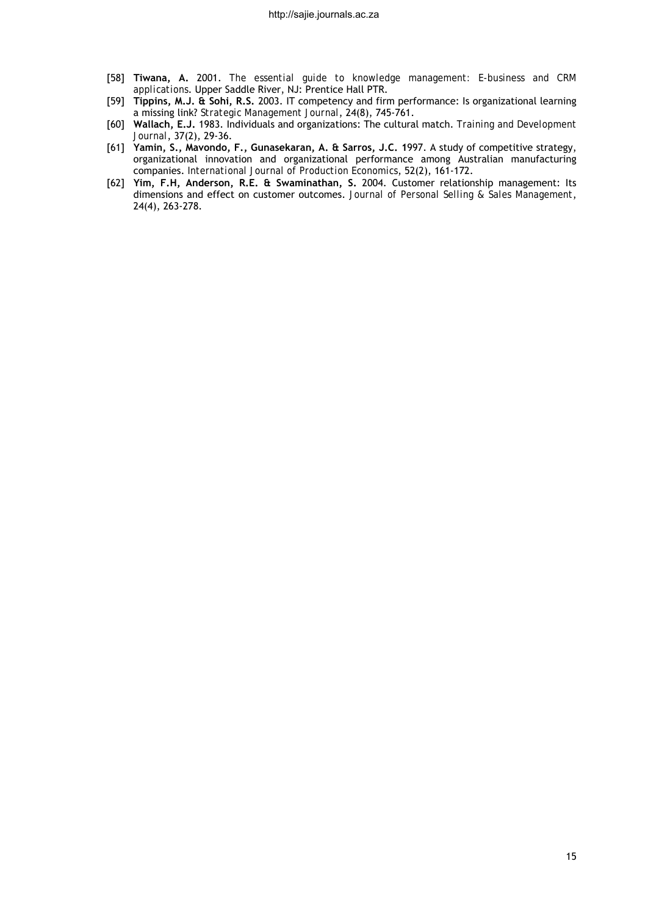[58] **Tiwana, A.** 2001. *The essential guide to knowledge management: E-business and CRM applications*. Upper Saddle River, NJ: Prentice Hall PTR.

[59] **Tippins, M.J. & Sohi, R.S.** 2003. IT competency and firm performance: Is organizational learning a missing link? *Strategic Management Journal*, 24(8), 745-761.

[60] **Wallach, E.J.** 1983. Individuals and organizations: The cultural match. *Training and Development Journal*, 37(2), 29-36.

[61] **Yamin, S., Mavondo, F., Gunasekaran, A. & Sarros, J.C.** 1997. A study of competitive strategy, organizational innovation and organizational performance among Australian manufacturing companies. *International Journal of Production Economics*, 52(2), 161-172.

[62] **Yim, F.H, Anderson, R.E. & Swaminathan, S.** 2004. Customer relationship management: Its dimensions and effect on customer outcomes. *Journal of Personal Selling & Sales Management*, 24(4), 263-278.